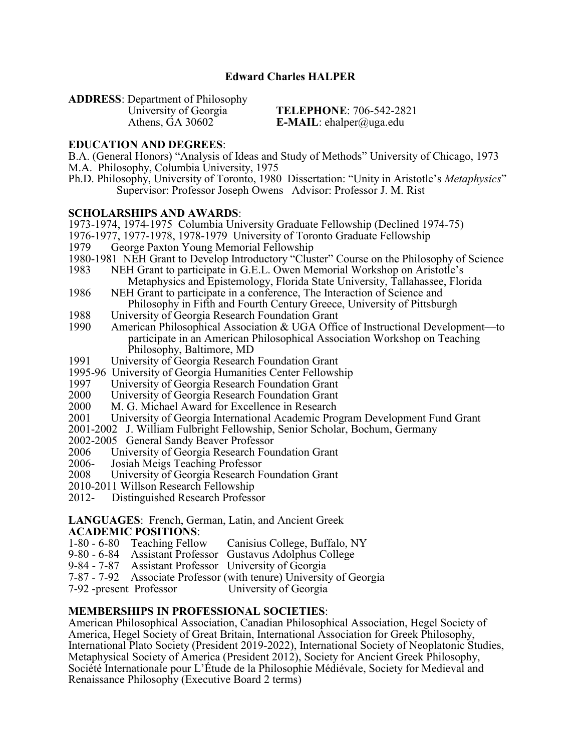**Edward Charles HALPER**

**ADDRESS**: Department of Philosophy
University of Georgia
Athens, GA 30602

**TELEPHONE**: 706-542-2821
**E-MAIL**: ehalper@uga.edu

**EDUCATION AND DEGREES**:

B.A. (General Honors) "Analysis of Ideas and Study of Methods" University of Chicago, 1973
M.A. Philosophy, Columbia University, 1975
Ph.D. Philosophy, University of Toronto, 1980 Dissertation: "Unity in Aristotle's *Metaphysics*"
Supervisor: Professor Joseph Owens Advisor: Professor J. M. Rist

**SCHOLARSHIPS AND AWARDS**:

1973-1974, 1974-1975 Columbia University Graduate Fellowship (Declined 1974-75)
1976-1977, 1977-1978, 1978-1979 University of Toronto Graduate Fellowship
1979 George Paxton Young Memorial Fellowship
1980-1981 NEH Grant to Develop Introductory "Cluster" Course on the Philosophy of Science
1983 NEH Grant to participate in G.E.L. Owen Memorial Workshop on Aristotle's Metaphysics and Epistemology, Florida State University, Tallahassee, Florida
1986 NEH Grant to participate in a conference, The Interaction of Science and Philosophy in Fifth and Fourth Century Greece, University of Pittsburgh
1988 University of Georgia Research Foundation Grant
1990 American Philosophical Association & UGA Office of Instructional Development—to participate in an American Philosophical Association Workshop on Teaching Philosophy, Baltimore, MD
1991 University of Georgia Research Foundation Grant
1995-96 University of Georgia Humanities Center Fellowship
1997 University of Georgia Research Foundation Grant
2000 University of Georgia Research Foundation Grant
2000 M. G. Michael Award for Excellence in Research
2001 University of Georgia International Academic Program Development Fund Grant
2001-2002 J. William Fulbright Fellowship, Senior Scholar, Bochum, Germany
2002-2005 General Sandy Beaver Professor
2006 University of Georgia Research Foundation Grant
2006- Josiah Meigs Teaching Professor
2008 University of Georgia Research Foundation Grant
2010-2011 Willson Research Fellowship
2012- Distinguished Research Professor

**LANGUAGES**: French, German, Latin, and Ancient Greek

**ACADEMIC POSITIONS**:

1-80 - 6-80 Teaching Fellow Canisius College, Buffalo, NY
9-80 - 6-84 Assistant Professor Gustavus Adolphus College
9-84 - 7-87 Assistant Professor University of Georgia
7-87 - 7-92 Associate Professor (with tenure) University of Georgia
7-92 -present Professor University of Georgia

**MEMBERSHIPS IN PROFESSIONAL SOCIETIES**:

American Philosophical Association, Canadian Philosophical Association, Hegel Society of America, Hegel Society of Great Britain, International Association for Greek Philosophy, International Plato Society (President 2019-2022), International Society of Neoplatonic Studies, Metaphysical Society of America (President 2012), Society for Ancient Greek Philosophy, Société Internationale pour L'Étude de la Philosophie Médiévale, Society for Medieval and Renaissance Philosophy (Executive Board 2 terms)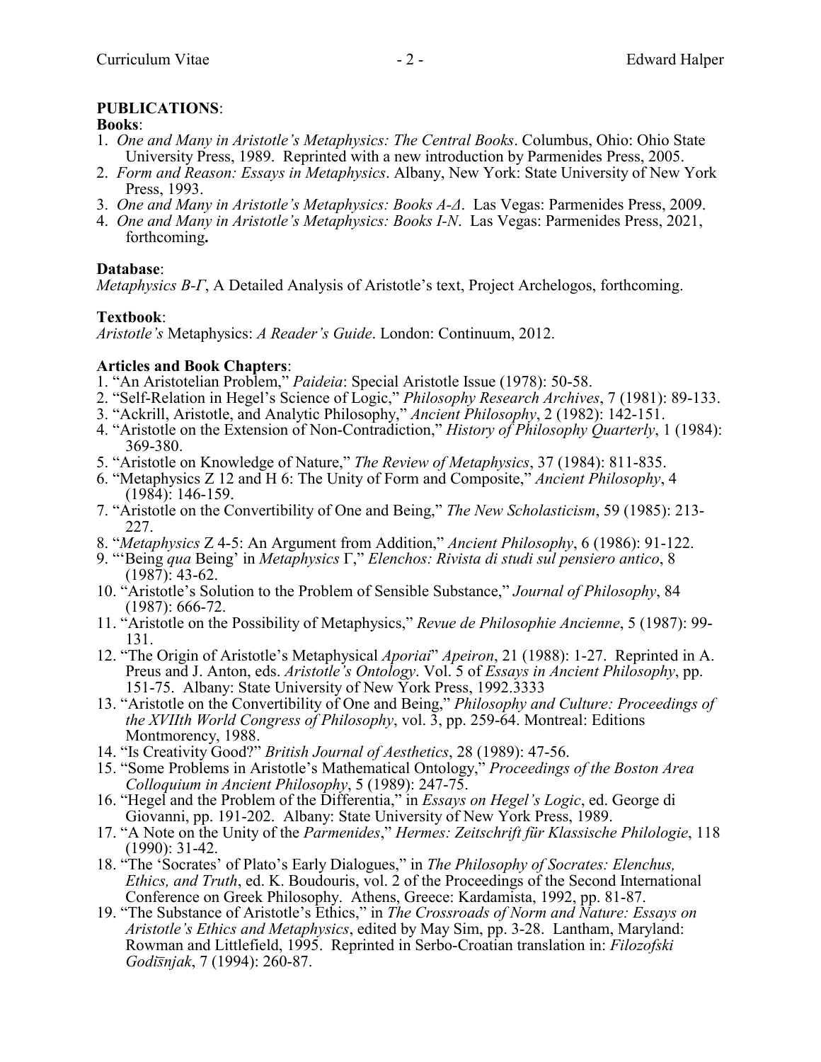**PUBLICATIONS**:

**Books**:

1. *One and Many in Aristotle's Metaphysics: The Central Books*. Columbus, Ohio: Ohio State University Press, 1989. Reprinted with a new introduction by Parmenides Press, 2005.
2. *Form and Reason: Essays in Metaphysics*. Albany, New York: State University of New York Press, 1993.
3. *One and Many in Aristotle's Metaphysics: Books A-Δ*. Las Vegas: Parmenides Press, 2009.
4. *One and Many in Aristotle's Metaphysics: Books I-N*. Las Vegas: Parmenides Press, 2021, forthcoming**.**

**Database**:

*Metaphysics B-Γ*, A Detailed Analysis of Aristotle's text, Project Archelogos, forthcoming.

**Textbook**:

*Aristotle's* Metaphysics: *A Reader's Guide*. London: Continuum, 2012.

**Articles and Book Chapters**:

1. "An Aristotelian Problem," *Paideia*: Special Aristotle Issue (1978): 50-58.
2. "Self-Relation in Hegel's Science of Logic," *Philosophy Research Archives*, 7 (1981): 89-133.
3. "Ackrill, Aristotle, and Analytic Philosophy," *Ancient Philosophy*, 2 (1982): 142-151.
4. "Aristotle on the Extension of Non-Contradiction," *History of Philosophy Quarterly*, 1 (1984): 369-380.
5. "Aristotle on Knowledge of Nature," *The Review of Metaphysics*, 37 (1984): 811-835.
6. "Metaphysics Z 12 and H 6: The Unity of Form and Composite," *Ancient Philosophy*, 4 (1984): 146-159.
7. "Aristotle on the Convertibility of One and Being," *The New Scholasticism*, 59 (1985): 213-227.
8. "*Metaphysics* Z 4-5: An Argument from Addition," *Ancient Philosophy*, 6 (1986): 91-122.
9. "'Being *qua* Being' in *Metaphysics* Γ," *Elenchos: Rivista di studi sul pensiero antico*, 8 (1987): 43-62.
10. "Aristotle's Solution to the Problem of Sensible Substance," *Journal of Philosophy*, 84 (1987): 666-72.
11. "Aristotle on the Possibility of Metaphysics," *Revue de Philosophie Ancienne*, 5 (1987): 99-131.
12. "The Origin of Aristotle's Metaphysical *Aporiai*" *Apeiron*, 21 (1988): 1-27. Reprinted in A. Preus and J. Anton, eds. *Aristotle's Ontology*. Vol. 5 of *Essays in Ancient Philosophy*, pp. 151-75. Albany: State University of New York Press, 1992.3333
13. "Aristotle on the Convertibility of One and Being," *Philosophy and Culture: Proceedings of the XVIIth World Congress of Philosophy*, vol. 3, pp. 259-64. Montreal: Editions Montmorency, 1988.
14. "Is Creativity Good?" *British Journal of Aesthetics*, 28 (1989): 47-56.
15. "Some Problems in Aristotle's Mathematical Ontology," *Proceedings of the Boston Area Colloquium in Ancient Philosophy*, 5 (1989): 247-75.
16. "Hegel and the Problem of the Differentia," in *Essays on Hegel's Logic*, ed. George di Giovanni, pp. 191-202. Albany: State University of New York Press, 1989.
17. "A Note on the Unity of the *Parmenides*," *Hermes: Zeitschrift für Klassische Philologie*, 118 (1990): 31-42.
18. "The 'Socrates' of Plato's Early Dialogues," in *The Philosophy of Socrates: Elenchus, Ethics, and Truth*, ed. K. Boudouris, vol. 2 of the Proceedings of the Second International Conference on Greek Philosophy. Athens, Greece: Kardamista, 1992, pp. 81-87.
19. "The Substance of Aristotle's Ethics," in *The Crossroads of Norm and Nature: Essays on Aristotle's Ethics and Metaphysics*, edited by May Sim, pp. 3-28. Lantham, Maryland: Rowman and Littlefield, 1995. Reprinted in Serbo-Croatian translation in: *Filozofski Godišnjak*, 7 (1994): 260-87.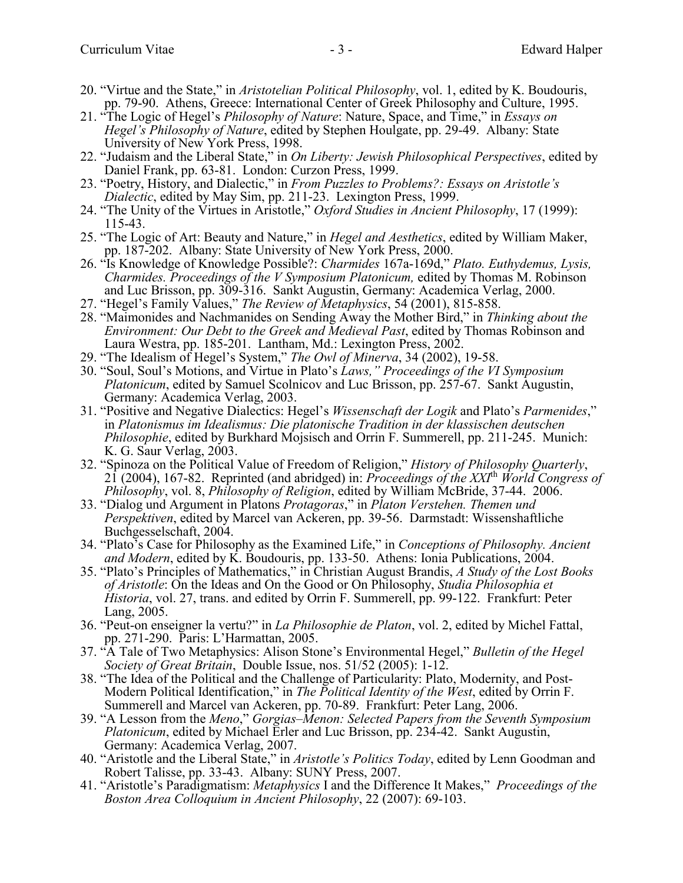20. "Virtue and the State," in *Aristotelian Political Philosophy*, vol. 1, edited by K. Boudouris, pp. 79-90. Athens, Greece: International Center of Greek Philosophy and Culture, 1995.
21. "The Logic of Hegel's *Philosophy of Nature*: Nature, Space, and Time," in *Essays on Hegel's Philosophy of Nature*, edited by Stephen Houlgate, pp. 29-49. Albany: State University of New York Press, 1998.
22. "Judaism and the Liberal State," in *On Liberty: Jewish Philosophical Perspectives*, edited by Daniel Frank, pp. 63-81. London: Curzon Press, 1999.
23. "Poetry, History, and Dialectic," in *From Puzzles to Problems?: Essays on Aristotle's Dialectic*, edited by May Sim, pp. 211-23. Lexington Press, 1999.
24. "The Unity of the Virtues in Aristotle," *Oxford Studies in Ancient Philosophy*, 17 (1999): 115-43.
25. "The Logic of Art: Beauty and Nature," in *Hegel and Aesthetics*, edited by William Maker, pp. 187-202. Albany: State University of New York Press, 2000.
26. "Is Knowledge of Knowledge Possible?: *Charmides* 167a-169d," *Plato. Euthydemus, Lysis, Charmides. Proceedings of the V Symposium Platonicum,* edited by Thomas M. Robinson and Luc Brisson, pp. 309-316. Sankt Augustin, Germany: Academica Verlag, 2000.
27. "Hegel's Family Values," *The Review of Metaphysics*, 54 (2001), 815-858.
28. "Maimonides and Nachmanides on Sending Away the Mother Bird," in *Thinking about the Environment: Our Debt to the Greek and Medieval Past*, edited by Thomas Robinson and Laura Westra, pp. 185-201. Lantham, Md.: Lexington Press, 2002.
29. "The Idealism of Hegel's System," *The Owl of Minerva*, 34 (2002), 19-58.
30. "Soul, Soul's Motions, and Virtue in Plato's *Laws," Proceedings of the VI Symposium Platonicum*, edited by Samuel Scolnicov and Luc Brisson, pp. 257-67. Sankt Augustin, Germany: Academica Verlag, 2003.
31. "Positive and Negative Dialectics: Hegel's *Wissenschaft der Logik* and Plato's *Parmenides*," in *Platonismus im Idealismus: Die platonische Tradition in der klassischen deutschen Philosophie*, edited by Burkhard Mojsisch and Orrin F. Summerell, pp. 211-245. Munich: K. G. Saur Verlag, 2003.
32. "Spinoza on the Political Value of Freedom of Religion," *History of Philosophy Quarterly*, 21 (2004), 167-82. Reprinted (and abridged) in: *Proceedings of the XXI*th *World Congress of Philosophy*, vol. 8, *Philosophy of Religion*, edited by William McBride, 37-44. 2006.
33. "Dialog und Argument in Platons *Protagoras*," in *Platon Verstehen. Themen und Perspektiven*, edited by Marcel van Ackeren, pp. 39-56. Darmstadt: Wissenshaftliche Buchgesselschaft, 2004.
34. "Plato's Case for Philosophy as the Examined Life," in *Conceptions of Philosophy. Ancient and Modern*, edited by K. Boudouris, pp. 133-50. Athens: Ionia Publications, 2004.
35. "Plato's Principles of Mathematics," in Christian August Brandis, *A Study of the Lost Books of Aristotle*: On the Ideas and On the Good or On Philosophy, *Studia Philosophia et Historia*, vol. 27, trans. and edited by Orrin F. Summerell, pp. 99-122. Frankfurt: Peter Lang, 2005.
36. "Peut-on enseigner la vertu?" in *La Philosophie de Platon*, vol. 2, edited by Michel Fattal, pp. 271-290. Paris: L'Harmattan, 2005.
37. "A Tale of Two Metaphysics: Alison Stone's Environmental Hegel," *Bulletin of the Hegel Society of Great Britain*, Double Issue, nos. 51/52 (2005): 1-12.
38. "The Idea of the Political and the Challenge of Particularity: Plato, Modernity, and Post-Modern Political Identification," in *The Political Identity of the West*, edited by Orrin F. Summerell and Marcel van Ackeren, pp. 70-89. Frankfurt: Peter Lang, 2006.
39. "A Lesson from the *Meno*," *Gorgias–Menon: Selected Papers from the Seventh Symposium Platonicum*, edited by Michael Erler and Luc Brisson, pp. 234-42. Sankt Augustin, Germany: Academica Verlag, 2007.
40. "Aristotle and the Liberal State," in *Aristotle's Politics Today*, edited by Lenn Goodman and Robert Talisse, pp. 33-43. Albany: SUNY Press, 2007.
41. "Aristotle's Paradigmatism: *Metaphysics* I and the Difference It Makes," *Proceedings of the Boston Area Colloquium in Ancient Philosophy*, 22 (2007): 69-103.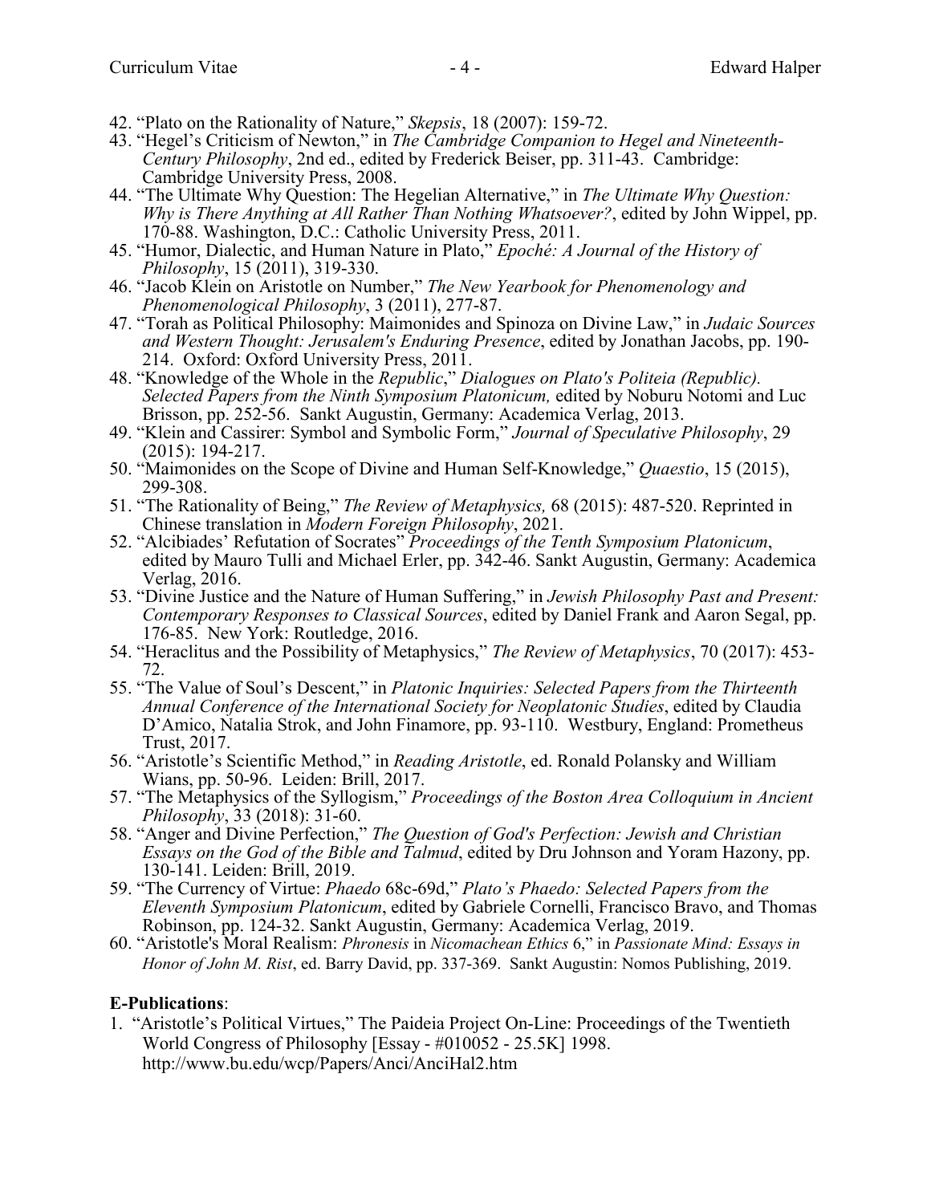42. "Plato on the Rationality of Nature," *Skepsis*, 18 (2007): 159-72.
43. "Hegel's Criticism of Newton," in *The Cambridge Companion to Hegel and Nineteenth-Century Philosophy*, 2nd ed., edited by Frederick Beiser, pp. 311-43. Cambridge: Cambridge University Press, 2008.
44. "The Ultimate Why Question: The Hegelian Alternative," in *The Ultimate Why Question: Why is There Anything at All Rather Than Nothing Whatsoever?*, edited by John Wippel, pp. 170-88. Washington, D.C.: Catholic University Press, 2011.
45. "Humor, Dialectic, and Human Nature in Plato," *Epoché: A Journal of the History of Philosophy*, 15 (2011), 319-330.
46. "Jacob Klein on Aristotle on Number," *The New Yearbook for Phenomenology and Phenomenological Philosophy*, 3 (2011), 277-87.
47. "Torah as Political Philosophy: Maimonides and Spinoza on Divine Law," in *Judaic Sources and Western Thought: Jerusalem's Enduring Presence*, edited by Jonathan Jacobs, pp. 190-214. Oxford: Oxford University Press, 2011.
48. "Knowledge of the Whole in the *Republic*," *Dialogues on Plato's Politeia (Republic). Selected Papers from the Ninth Symposium Platonicum,* edited by Noburu Notomi and Luc Brisson, pp. 252-56. Sankt Augustin, Germany: Academica Verlag, 2013.
49. "Klein and Cassirer: Symbol and Symbolic Form," *Journal of Speculative Philosophy*, 29 (2015): 194-217.
50. "Maimonides on the Scope of Divine and Human Self-Knowledge," *Quaestio*, 15 (2015), 299-308.
51. "The Rationality of Being," *The Review of Metaphysics,* 68 (2015): 487-520. Reprinted in Chinese translation in *Modern Foreign Philosophy*, 2021.
52. "Alcibiades' Refutation of Socrates" *Proceedings of the Tenth Symposium Platonicum*, edited by Mauro Tulli and Michael Erler, pp. 342-46. Sankt Augustin, Germany: Academica Verlag, 2016.
53. "Divine Justice and the Nature of Human Suffering," in *Jewish Philosophy Past and Present: Contemporary Responses to Classical Sources*, edited by Daniel Frank and Aaron Segal, pp. 176-85. New York: Routledge, 2016.
54. "Heraclitus and the Possibility of Metaphysics," *The Review of Metaphysics*, 70 (2017): 453-72.
55. "The Value of Soul's Descent," in *Platonic Inquiries: Selected Papers from the Thirteenth Annual Conference of the International Society for Neoplatonic Studies*, edited by Claudia D'Amico, Natalia Strok, and John Finamore, pp. 93-110. Westbury, England: Prometheus Trust, 2017.
56. "Aristotle's Scientific Method," in *Reading Aristotle*, ed. Ronald Polansky and William Wians, pp. 50-96. Leiden: Brill, 2017.
57. "The Metaphysics of the Syllogism," *Proceedings of the Boston Area Colloquium in Ancient Philosophy*, 33 (2018): 31-60.
58. "Anger and Divine Perfection," *The Question of God's Perfection: Jewish and Christian Essays on the God of the Bible and Talmud*, edited by Dru Johnson and Yoram Hazony, pp. 130-141. Leiden: Brill, 2019.
59. "The Currency of Virtue: *Phaedo* 68c-69d," *Plato's Phaedo: Selected Papers from the Eleventh Symposium Platonicum*, edited by Gabriele Cornelli, Francisco Bravo, and Thomas Robinson, pp. 124-32. Sankt Augustin, Germany: Academica Verlag, 2019.
60. "Aristotle's Moral Realism: *Phronesis* in *Nicomachean Ethics* 6," in *Passionate Mind: Essays in Honor of John M. Rist*, ed. Barry David, pp. 337-369. Sankt Augustin: Nomos Publishing, 2019.

**E-Publications**:

1. "Aristotle's Political Virtues," The Paideia Project On-Line: Proceedings of the Twentieth World Congress of Philosophy [Essay - #010052 - 25.5K] 1998. http://www.bu.edu/wcp/Papers/Anci/AnciHal2.htm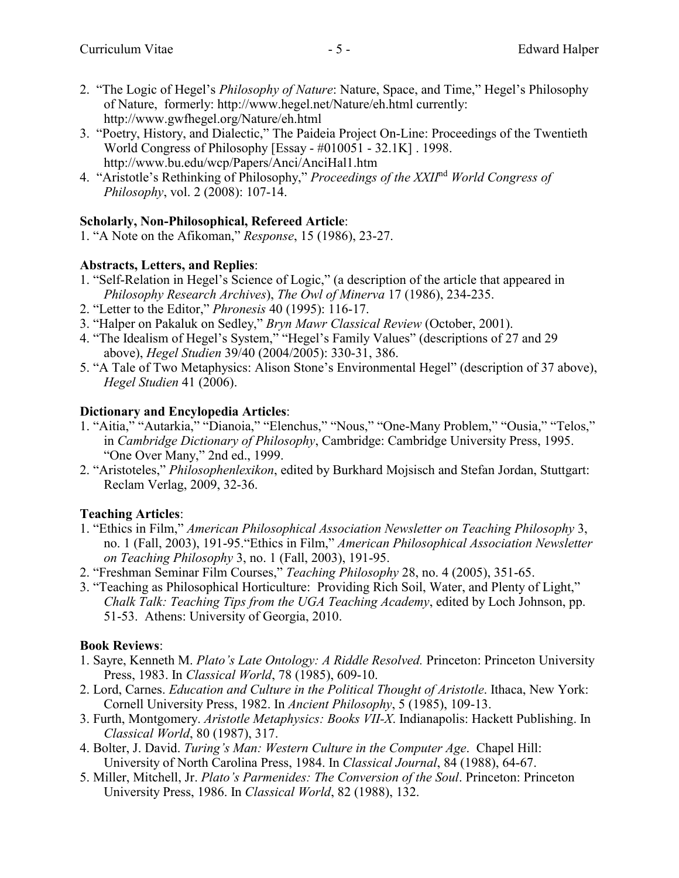2. "The Logic of Hegel's *Philosophy of Nature*: Nature, Space, and Time," Hegel's Philosophy of Nature, formerly: http://www.hegel.net/Nature/eh.html currently: http://www.gwfhegel.org/Nature/eh.html
3. "Poetry, History, and Dialectic," The Paideia Project On-Line: Proceedings of the Twentieth World Congress of Philosophy [Essay - #010051 - 32.1K] . 1998. http://www.bu.edu/wcp/Papers/Anci/AnciHal1.htm
4. "Aristotle's Rethinking of Philosophy," *Proceedings of the XXII*nd *World Congress of Philosophy*, vol. 2 (2008): 107-14.

**Scholarly, Non-Philosophical, Refereed Article**:

1. "A Note on the Afikoman," *Response*, 15 (1986), 23-27.

**Abstracts, Letters, and Replies**:

1. "Self-Relation in Hegel's Science of Logic," (a description of the article that appeared in *Philosophy Research Archives*), *The Owl of Minerva* 17 (1986), 234-235.
2. "Letter to the Editor," *Phronesis* 40 (1995): 116-17.
3. "Halper on Pakaluk on Sedley," *Bryn Mawr Classical Review* (October, 2001).
4. "The Idealism of Hegel's System," "Hegel's Family Values" (descriptions of 27 and 29 above), *Hegel Studien* 39/40 (2004/2005): 330-31, 386.
5. "A Tale of Two Metaphysics: Alison Stone's Environmental Hegel" (description of 37 above), *Hegel Studien* 41 (2006).

**Dictionary and Encylopedia Articles**:

1. "Aitia," "Autarkia," "Dianoia," "Elenchus," "Nous," "One-Many Problem," "Ousia," "Telos," in *Cambridge Dictionary of Philosophy*, Cambridge: Cambridge University Press, 1995. "One Over Many," 2nd ed., 1999.
2. "Aristoteles," *Philosophenlexikon*, edited by Burkhard Mojsisch and Stefan Jordan, Stuttgart: Reclam Verlag, 2009, 32-36.

**Teaching Articles**:

1. "Ethics in Film," *American Philosophical Association Newsletter on Teaching Philosophy* 3, no. 1 (Fall, 2003), 191-95."Ethics in Film," *American Philosophical Association Newsletter on Teaching Philosophy* 3, no. 1 (Fall, 2003), 191-95.
2. "Freshman Seminar Film Courses," *Teaching Philosophy* 28, no. 4 (2005), 351-65.
3. "Teaching as Philosophical Horticulture: Providing Rich Soil, Water, and Plenty of Light," *Chalk Talk: Teaching Tips from the UGA Teaching Academy*, edited by Loch Johnson, pp. 51-53. Athens: University of Georgia, 2010.

**Book Reviews**:

1. Sayre, Kenneth M. *Plato's Late Ontology: A Riddle Resolved.* Princeton: Princeton University Press, 1983. In *Classical World*, 78 (1985), 609-10.
2. Lord, Carnes. *Education and Culture in the Political Thought of Aristotle*. Ithaca, New York: Cornell University Press, 1982. In *Ancient Philosophy*, 5 (1985), 109-13.
3. Furth, Montgomery. *Aristotle Metaphysics: Books VII-X*. Indianapolis: Hackett Publishing. In *Classical World*, 80 (1987), 317.
4. Bolter, J. David. *Turing's Man: Western Culture in the Computer Age*. Chapel Hill: University of North Carolina Press, 1984. In *Classical Journal*, 84 (1988), 64-67.
5. Miller, Mitchell, Jr. *Plato's Parmenides: The Conversion of the Soul*. Princeton: Princeton University Press, 1986. In *Classical World*, 82 (1988), 132.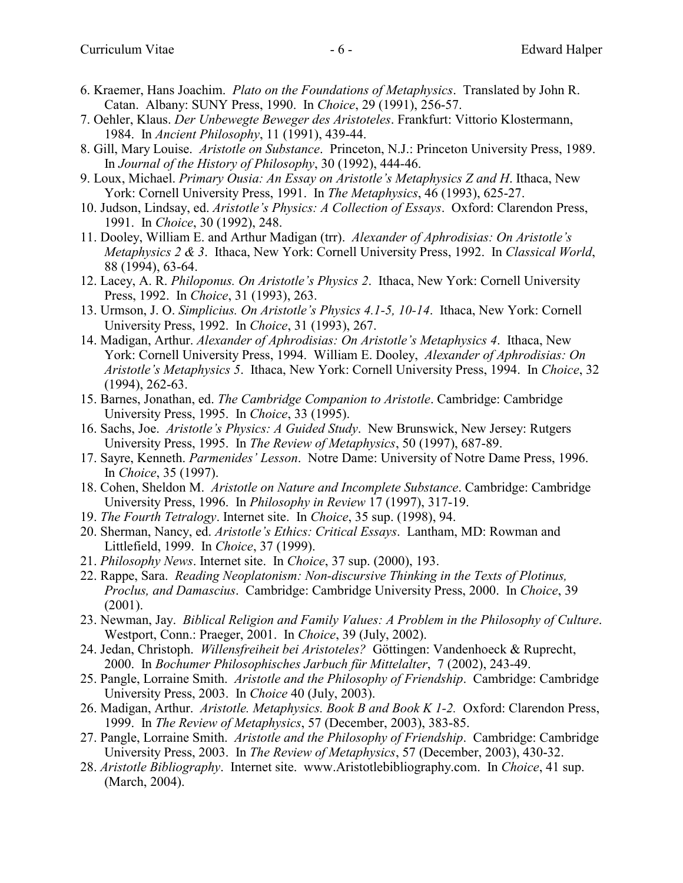6. Kraemer, Hans Joachim. *Plato on the Foundations of Metaphysics*. Translated by John R. Catan. Albany: SUNY Press, 1990. In *Choice*, 29 (1991), 256-57.
7. Oehler, Klaus. *Der Unbewegte Beweger des Aristoteles*. Frankfurt: Vittorio Klostermann, 1984. In *Ancient Philosophy*, 11 (1991), 439-44.
8. Gill, Mary Louise. *Aristotle on Substance*. Princeton, N.J.: Princeton University Press, 1989. In *Journal of the History of Philosophy*, 30 (1992), 444-46.
9. Loux, Michael. *Primary Ousia: An Essay on Aristotle's Metaphysics Z and H*. Ithaca, New York: Cornell University Press, 1991. In *The Metaphysics*, 46 (1993), 625-27.
10. Judson, Lindsay, ed. *Aristotle's Physics: A Collection of Essays*. Oxford: Clarendon Press, 1991. In *Choice*, 30 (1992), 248.
11. Dooley, William E. and Arthur Madigan (trr). *Alexander of Aphrodisias: On Aristotle's Metaphysics 2 & 3*. Ithaca, New York: Cornell University Press, 1992. In *Classical World*, 88 (1994), 63-64.
12. Lacey, A. R. *Philoponus. On Aristotle's Physics 2*. Ithaca, New York: Cornell University Press, 1992. In *Choice*, 31 (1993), 263.
13. Urmson, J. O. *Simplicius. On Aristotle's Physics 4.1-5, 10-14*. Ithaca, New York: Cornell University Press, 1992. In *Choice*, 31 (1993), 267.
14. Madigan, Arthur. *Alexander of Aphrodisias: On Aristotle's Metaphysics 4*. Ithaca, New York: Cornell University Press, 1994. William E. Dooley, *Alexander of Aphrodisias: On Aristotle's Metaphysics 5*. Ithaca, New York: Cornell University Press, 1994. In *Choice*, 32 (1994), 262-63.
15. Barnes, Jonathan, ed. *The Cambridge Companion to Aristotle*. Cambridge: Cambridge University Press, 1995. In *Choice*, 33 (1995).
16. Sachs, Joe. *Aristotle's Physics: A Guided Study*. New Brunswick, New Jersey: Rutgers University Press, 1995. In *The Review of Metaphysics*, 50 (1997), 687-89.
17. Sayre, Kenneth. *Parmenides' Lesson*. Notre Dame: University of Notre Dame Press, 1996. In *Choice*, 35 (1997).
18. Cohen, Sheldon M. *Aristotle on Nature and Incomplete Substance*. Cambridge: Cambridge University Press, 1996. In *Philosophy in Review* 17 (1997), 317-19.
19. *The Fourth Tetralogy*. Internet site. In *Choice*, 35 sup. (1998), 94.
20. Sherman, Nancy, ed. *Aristotle's Ethics: Critical Essays*. Lantham, MD: Rowman and Littlefield, 1999. In *Choice*, 37 (1999).
21. *Philosophy News*. Internet site. In *Choice*, 37 sup. (2000), 193.
22. Rappe, Sara. *Reading Neoplatonism: Non-discursive Thinking in the Texts of Plotinus, Proclus, and Damascius*. Cambridge: Cambridge University Press, 2000. In *Choice*, 39 (2001).
23. Newman, Jay. *Biblical Religion and Family Values: A Problem in the Philosophy of Culture*. Westport, Conn.: Praeger, 2001. In *Choice*, 39 (July, 2002).
24. Jedan, Christoph. *Willensfreiheit bei Aristoteles?* Göttingen: Vandenhoeck & Ruprecht, 2000. In *Bochumer Philosophisches Jarbuch für Mittelalter*, 7 (2002), 243-49.
25. Pangle, Lorraine Smith. *Aristotle and the Philosophy of Friendship*. Cambridge: Cambridge University Press, 2003. In *Choice* 40 (July, 2003).
26. Madigan, Arthur. *Aristotle. Metaphysics. Book B and Book K 1-2.* Oxford: Clarendon Press, 1999. In *The Review of Metaphysics*, 57 (December, 2003), 383-85.
27. Pangle, Lorraine Smith. *Aristotle and the Philosophy of Friendship*. Cambridge: Cambridge University Press, 2003. In *The Review of Metaphysics*, 57 (December, 2003), 430-32.
28. *Aristotle Bibliography*. Internet site. www.Aristotlebibliography.com. In *Choice*, 41 sup. (March, 2004).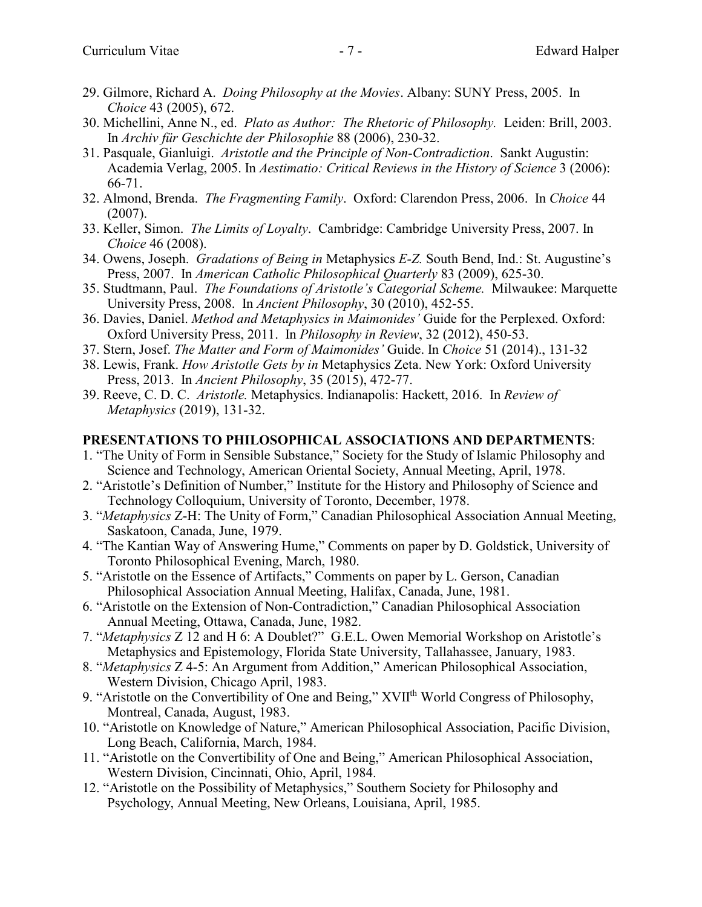29. Gilmore, Richard A. *Doing Philosophy at the Movies*. Albany: SUNY Press, 2005. In *Choice* 43 (2005), 672.
30. Michellini, Anne N., ed. *Plato as Author: The Rhetoric of Philosophy.* Leiden: Brill, 2003. In *Archiv für Geschichte der Philosophie* 88 (2006), 230-32.
31. Pasquale, Gianluigi. *Aristotle and the Principle of Non-Contradiction*. Sankt Augustin: Academia Verlag, 2005. In *Aestimatio: Critical Reviews in the History of Science* 3 (2006): 66-71.
32. Almond, Brenda. *The Fragmenting Family*. Oxford: Clarendon Press, 2006. In *Choice* 44 (2007).
33. Keller, Simon. *The Limits of Loyalty*. Cambridge: Cambridge University Press, 2007. In *Choice* 46 (2008).
34. Owens, Joseph. *Gradations of Being in* Metaphysics *E-Z.* South Bend, Ind.: St. Augustine's Press, 2007. In *American Catholic Philosophical Quarterly* 83 (2009), 625-30.
35. Studtmann, Paul. *The Foundations of Aristotle's Categorial Scheme.* Milwaukee: Marquette University Press, 2008. In *Ancient Philosophy*, 30 (2010), 452-55.
36. Davies, Daniel. *Method and Metaphysics in Maimonides'* Guide for the Perplexed. Oxford: Oxford University Press, 2011. In *Philosophy in Review*, 32 (2012), 450-53.
37. Stern, Josef. *The Matter and Form of Maimonides' Guide*. In *Choice* 51 (2014)., 131-32
38. Lewis, Frank. *How Aristotle Gets by in* Metaphysics Zeta. New York: Oxford University Press, 2013. In *Ancient Philosophy*, 35 (2015), 472-77.
39. Reeve, C. D. C. *Aristotle.* Metaphysics. Indianapolis: Hackett, 2016. In *Review of Metaphysics* (2019), 131-32.

**PRESENTATIONS TO PHILOSOPHICAL ASSOCIATIONS AND DEPARTMENTS**:

1. "The Unity of Form in Sensible Substance," Society for the Study of Islamic Philosophy and Science and Technology, American Oriental Society, Annual Meeting, April, 1978.
2. "Aristotle's Definition of Number," Institute for the History and Philosophy of Science and Technology Colloquium, University of Toronto, December, 1978.
3. "*Metaphysics* Z-H: The Unity of Form," Canadian Philosophical Association Annual Meeting, Saskatoon, Canada, June, 1979.
4. "The Kantian Way of Answering Hume," Comments on paper by D. Goldstick, University of Toronto Philosophical Evening, March, 1980.
5. "Aristotle on the Essence of Artifacts," Comments on paper by L. Gerson, Canadian Philosophical Association Annual Meeting, Halifax, Canada, June, 1981.
6. "Aristotle on the Extension of Non-Contradiction," Canadian Philosophical Association Annual Meeting, Ottawa, Canada, June, 1982.
7. "*Metaphysics* Z 12 and H 6: A Doublet?" G.E.L. Owen Memorial Workshop on Aristotle's Metaphysics and Epistemology, Florida State University, Tallahassee, January, 1983.
8. "*Metaphysics* Z 4-5: An Argument from Addition," American Philosophical Association, Western Division, Chicago April, 1983.
9. "Aristotle on the Convertibility of One and Being," XVII[th] World Congress of Philosophy, Montreal, Canada, August, 1983.
10. "Aristotle on Knowledge of Nature," American Philosophical Association, Pacific Division, Long Beach, California, March, 1984.
11. "Aristotle on the Convertibility of One and Being," American Philosophical Association, Western Division, Cincinnati, Ohio, April, 1984.
12. "Aristotle on the Possibility of Metaphysics," Southern Society for Philosophy and Psychology, Annual Meeting, New Orleans, Louisiana, April, 1985.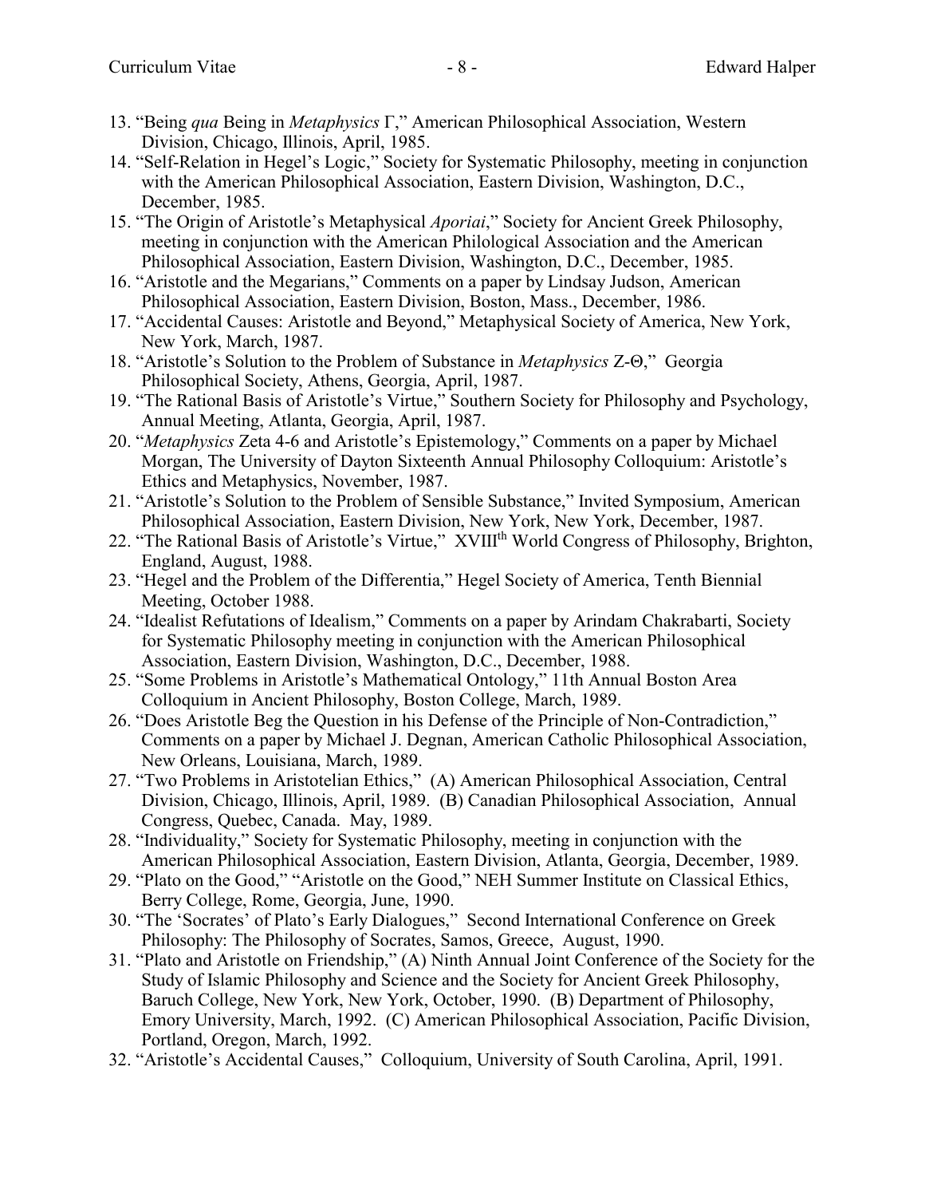13. "Being *qua* Being in *Metaphysics* Γ," American Philosophical Association, Western Division, Chicago, Illinois, April, 1985.
14. "Self-Relation in Hegel's Logic," Society for Systematic Philosophy, meeting in conjunction with the American Philosophical Association, Eastern Division, Washington, D.C., December, 1985.
15. "The Origin of Aristotle's Metaphysical *Aporiai*," Society for Ancient Greek Philosophy, meeting in conjunction with the American Philological Association and the American Philosophical Association, Eastern Division, Washington, D.C., December, 1985.
16. "Aristotle and the Megarians," Comments on a paper by Lindsay Judson, American Philosophical Association, Eastern Division, Boston, Mass., December, 1986.
17. "Accidental Causes: Aristotle and Beyond," Metaphysical Society of America, New York, New York, March, 1987.
18. "Aristotle's Solution to the Problem of Substance in *Metaphysics* Z-Θ," Georgia Philosophical Society, Athens, Georgia, April, 1987.
19. "The Rational Basis of Aristotle's Virtue," Southern Society for Philosophy and Psychology, Annual Meeting, Atlanta, Georgia, April, 1987.
20. "*Metaphysics* Zeta 4-6 and Aristotle's Epistemology," Comments on a paper by Michael Morgan, The University of Dayton Sixteenth Annual Philosophy Colloquium: Aristotle's Ethics and Metaphysics, November, 1987.
21. "Aristotle's Solution to the Problem of Sensible Substance," Invited Symposium, American Philosophical Association, Eastern Division, New York, New York, December, 1987.
22. "The Rational Basis of Aristotle's Virtue," XVIIIth World Congress of Philosophy, Brighton, England, August, 1988.
23. "Hegel and the Problem of the Differentia," Hegel Society of America, Tenth Biennial Meeting, October 1988.
24. "Idealist Refutations of Idealism," Comments on a paper by Arindam Chakrabarti, Society for Systematic Philosophy meeting in conjunction with the American Philosophical Association, Eastern Division, Washington, D.C., December, 1988.
25. "Some Problems in Aristotle's Mathematical Ontology," 11th Annual Boston Area Colloquium in Ancient Philosophy, Boston College, March, 1989.
26. "Does Aristotle Beg the Question in his Defense of the Principle of Non-Contradiction," Comments on a paper by Michael J. Degnan, American Catholic Philosophical Association, New Orleans, Louisiana, March, 1989.
27. "Two Problems in Aristotelian Ethics," (A) American Philosophical Association, Central Division, Chicago, Illinois, April, 1989. (B) Canadian Philosophical Association, Annual Congress, Quebec, Canada. May, 1989.
28. "Individuality," Society for Systematic Philosophy, meeting in conjunction with the American Philosophical Association, Eastern Division, Atlanta, Georgia, December, 1989.
29. "Plato on the Good," "Aristotle on the Good," NEH Summer Institute on Classical Ethics, Berry College, Rome, Georgia, June, 1990.
30. "The 'Socrates' of Plato's Early Dialogues," Second International Conference on Greek Philosophy: The Philosophy of Socrates, Samos, Greece, August, 1990.
31. "Plato and Aristotle on Friendship," (A) Ninth Annual Joint Conference of the Society for the Study of Islamic Philosophy and Science and the Society for Ancient Greek Philosophy, Baruch College, New York, New York, October, 1990. (B) Department of Philosophy, Emory University, March, 1992. (C) American Philosophical Association, Pacific Division, Portland, Oregon, March, 1992.
32. "Aristotle's Accidental Causes," Colloquium, University of South Carolina, April, 1991.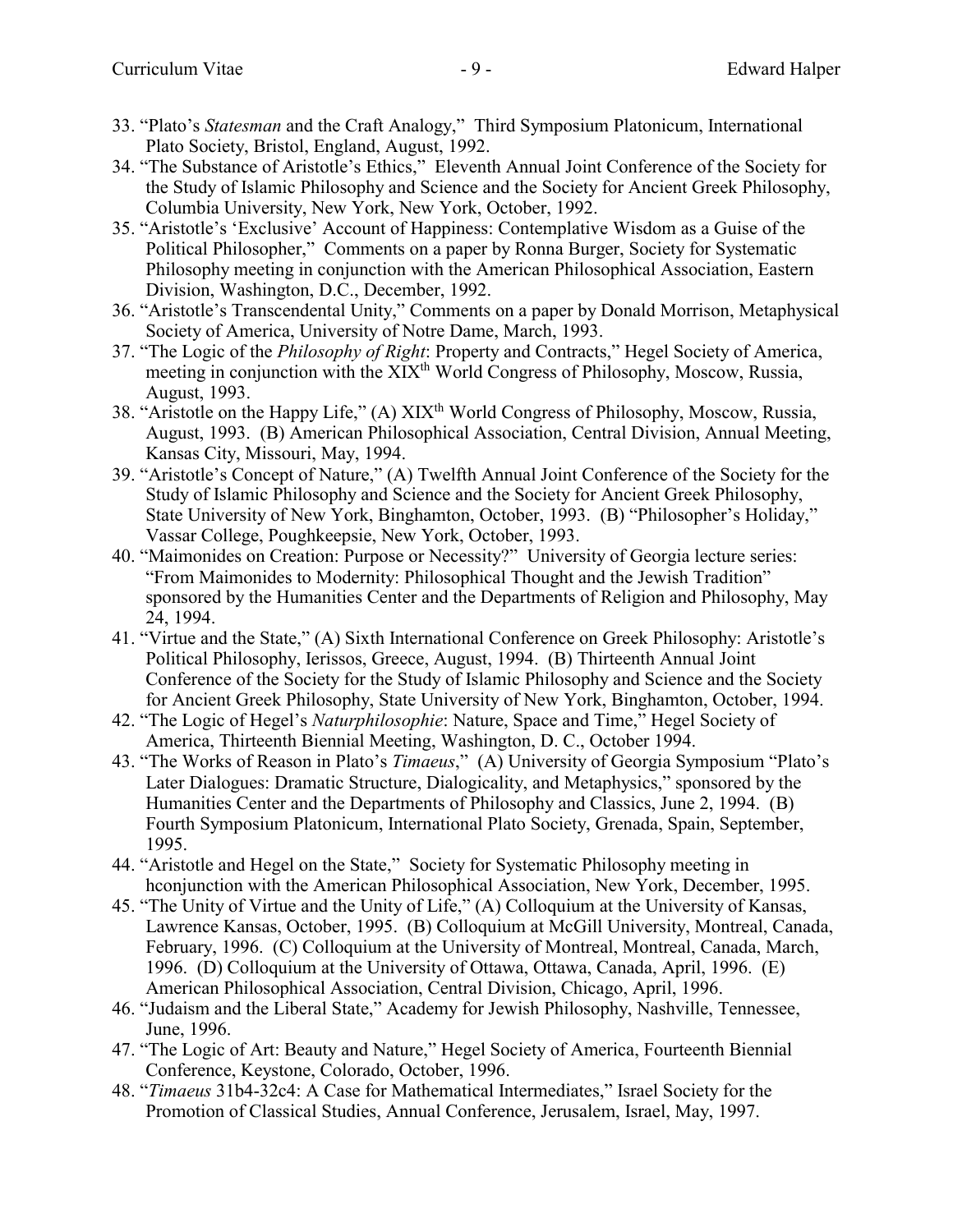33. "Plato's *Statesman* and the Craft Analogy," Third Symposium Platonicum, International Plato Society, Bristol, England, August, 1992.
34. "The Substance of Aristotle's Ethics," Eleventh Annual Joint Conference of the Society for the Study of Islamic Philosophy and Science and the Society for Ancient Greek Philosophy, Columbia University, New York, New York, October, 1992.
35. "Aristotle's 'Exclusive' Account of Happiness: Contemplative Wisdom as a Guise of the Political Philosopher," Comments on a paper by Ronna Burger, Society for Systematic Philosophy meeting in conjunction with the American Philosophical Association, Eastern Division, Washington, D.C., December, 1992.
36. "Aristotle's Transcendental Unity," Comments on a paper by Donald Morrison, Metaphysical Society of America, University of Notre Dame, March, 1993.
37. "The Logic of the *Philosophy of Right*: Property and Contracts," Hegel Society of America, meeting in conjunction with the XIX$^{th}$ World Congress of Philosophy, Moscow, Russia, August, 1993.
38. "Aristotle on the Happy Life," (A) XIX$^{th}$ World Congress of Philosophy, Moscow, Russia, August, 1993. (B) American Philosophical Association, Central Division, Annual Meeting, Kansas City, Missouri, May, 1994.
39. "Aristotle's Concept of Nature," (A) Twelfth Annual Joint Conference of the Society for the Study of Islamic Philosophy and Science and the Society for Ancient Greek Philosophy, State University of New York, Binghamton, October, 1993. (B) "Philosopher's Holiday," Vassar College, Poughkeepsie, New York, October, 1993.
40. "Maimonides on Creation: Purpose or Necessity?" University of Georgia lecture series: "From Maimonides to Modernity: Philosophical Thought and the Jewish Tradition" sponsored by the Humanities Center and the Departments of Religion and Philosophy, May 24, 1994.
41. "Virtue and the State," (A) Sixth International Conference on Greek Philosophy: Aristotle's Political Philosophy, Ierissos, Greece, August, 1994. (B) Thirteenth Annual Joint Conference of the Society for the Study of Islamic Philosophy and Science and the Society for Ancient Greek Philosophy, State University of New York, Binghamton, October, 1994.
42. "The Logic of Hegel's *Naturphilosophie*: Nature, Space and Time," Hegel Society of America, Thirteenth Biennial Meeting, Washington, D. C., October 1994.
43. "The Works of Reason in Plato's *Timaeus*," (A) University of Georgia Symposium "Plato's Later Dialogues: Dramatic Structure, Dialogicality, and Metaphysics," sponsored by the Humanities Center and the Departments of Philosophy and Classics, June 2, 1994. (B) Fourth Symposium Platonicum, International Plato Society, Grenada, Spain, September, 1995.
44. "Aristotle and Hegel on the State," Society for Systematic Philosophy meeting in hconjunction with the American Philosophical Association, New York, December, 1995.
45. "The Unity of Virtue and the Unity of Life," (A) Colloquium at the University of Kansas, Lawrence Kansas, October, 1995. (B) Colloquium at McGill University, Montreal, Canada, February, 1996. (C) Colloquium at the University of Montreal, Montreal, Canada, March, 1996. (D) Colloquium at the University of Ottawa, Ottawa, Canada, April, 1996. (E) American Philosophical Association, Central Division, Chicago, April, 1996.
46. "Judaism and the Liberal State," Academy for Jewish Philosophy, Nashville, Tennessee, June, 1996.
47. "The Logic of Art: Beauty and Nature," Hegel Society of America, Fourteenth Biennial Conference, Keystone, Colorado, October, 1996.
48. "*Timaeus* 31b4-32c4: A Case for Mathematical Intermediates," Israel Society for the Promotion of Classical Studies, Annual Conference, Jerusalem, Israel, May, 1997.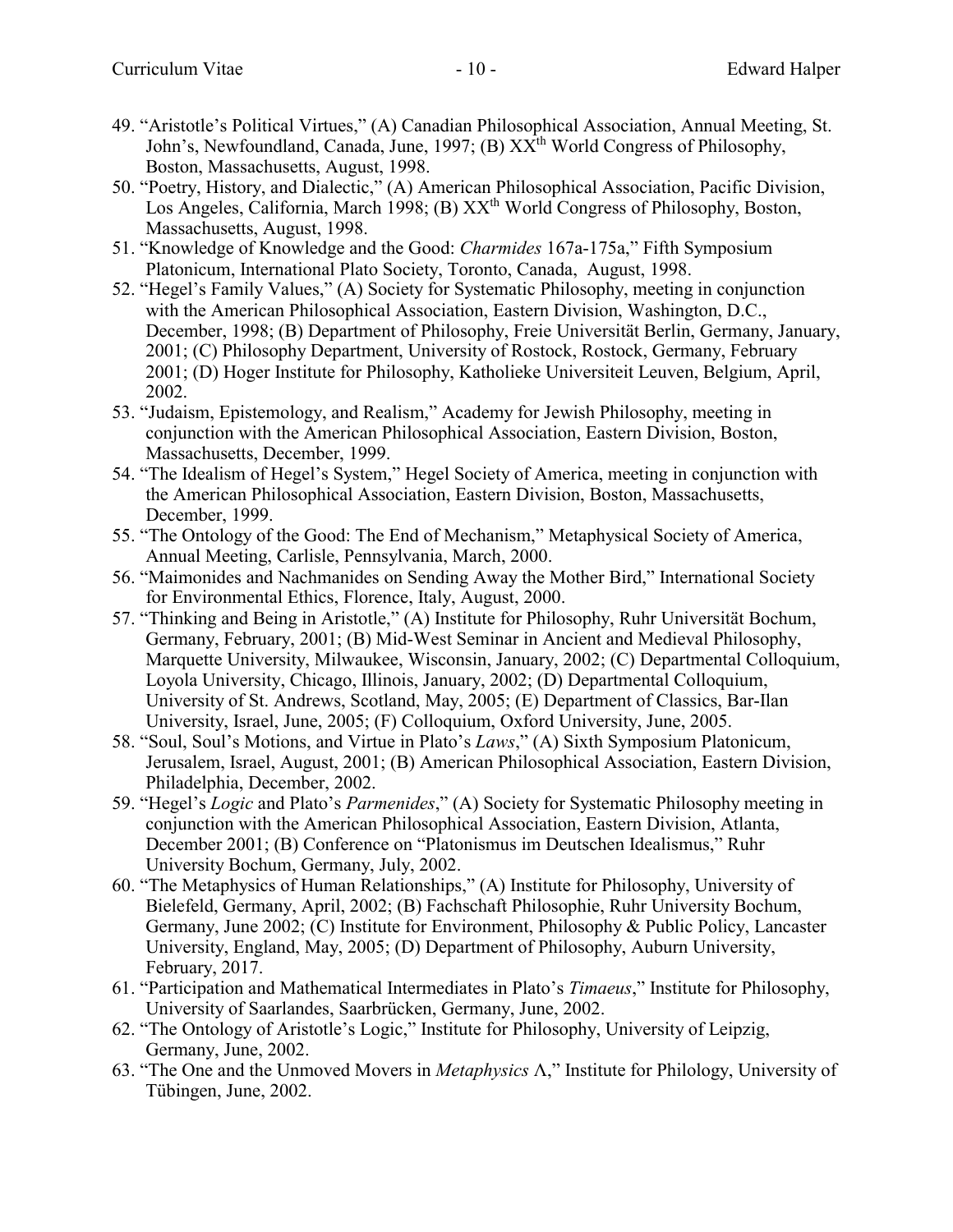49. "Aristotle's Political Virtues," (A) Canadian Philosophical Association, Annual Meeting, St. John's, Newfoundland, Canada, June, 1997; (B) XX$^{th}$ World Congress of Philosophy, Boston, Massachusetts, August, 1998.
50. "Poetry, History, and Dialectic," (A) American Philosophical Association, Pacific Division, Los Angeles, California, March 1998; (B) XX$^{th}$ World Congress of Philosophy, Boston, Massachusetts, August, 1998.
51. "Knowledge of Knowledge and the Good: *Charmides* 167a-175a," Fifth Symposium Platonicum, International Plato Society, Toronto, Canada, August, 1998.
52. "Hegel's Family Values," (A) Society for Systematic Philosophy, meeting in conjunction with the American Philosophical Association, Eastern Division, Washington, D.C., December, 1998; (B) Department of Philosophy, Freie Universität Berlin, Germany, January, 2001; (C) Philosophy Department, University of Rostock, Rostock, Germany, February 2001; (D) Hoger Institute for Philosophy, Katholieke Universiteit Leuven, Belgium, April, 2002.
53. "Judaism, Epistemology, and Realism," Academy for Jewish Philosophy, meeting in conjunction with the American Philosophical Association, Eastern Division, Boston, Massachusetts, December, 1999.
54. "The Idealism of Hegel's System," Hegel Society of America, meeting in conjunction with the American Philosophical Association, Eastern Division, Boston, Massachusetts, December, 1999.
55. "The Ontology of the Good: The End of Mechanism," Metaphysical Society of America, Annual Meeting, Carlisle, Pennsylvania, March, 2000.
56. "Maimonides and Nachmanides on Sending Away the Mother Bird," International Society for Environmental Ethics, Florence, Italy, August, 2000.
57. "Thinking and Being in Aristotle," (A) Institute for Philosophy, Ruhr Universität Bochum, Germany, February, 2001; (B) Mid-West Seminar in Ancient and Medieval Philosophy, Marquette University, Milwaukee, Wisconsin, January, 2002; (C) Departmental Colloquium, Loyola University, Chicago, Illinois, January, 2002; (D) Departmental Colloquium, University of St. Andrews, Scotland, May, 2005; (E) Department of Classics, Bar-Ilan University, Israel, June, 2005; (F) Colloquium, Oxford University, June, 2005.
58. "Soul, Soul's Motions, and Virtue in Plato's *Laws*," (A) Sixth Symposium Platonicum, Jerusalem, Israel, August, 2001; (B) American Philosophical Association, Eastern Division, Philadelphia, December, 2002.
59. "Hegel's *Logic* and Plato's *Parmenides*," (A) Society for Systematic Philosophy meeting in conjunction with the American Philosophical Association, Eastern Division, Atlanta, December 2001; (B) Conference on "Platonismus im Deutschen Idealismus," Ruhr University Bochum, Germany, July, 2002.
60. "The Metaphysics of Human Relationships," (A) Institute for Philosophy, University of Bielefeld, Germany, April, 2002; (B) Fachschaft Philosophie, Ruhr University Bochum, Germany, June 2002; (C) Institute for Environment, Philosophy & Public Policy, Lancaster University, England, May, 2005; (D) Department of Philosophy, Auburn University, February, 2017.
61. "Participation and Mathematical Intermediates in Plato's *Timaeus*," Institute for Philosophy, University of Saarlandes, Saarbrücken, Germany, June, 2002.
62. "The Ontology of Aristotle's Logic," Institute for Philosophy, University of Leipzig, Germany, June, 2002.
63. "The One and the Unmoved Movers in *Metaphysics* Λ," Institute for Philology, University of Tübingen, June, 2002.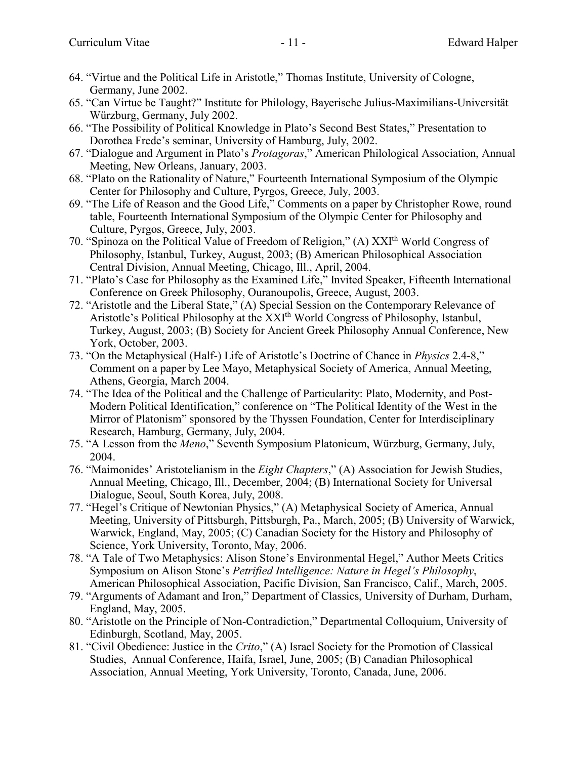64. “Virtue and the Political Life in Aristotle,” Thomas Institute, University of Cologne, Germany, June 2002.
65. “Can Virtue be Taught?” Institute for Philology, Bayerische Julius-Maximilians-Universität Würzburg, Germany, July 2002.
66. “The Possibility of Political Knowledge in Plato’s Second Best States,” Presentation to Dorothea Frede’s seminar, University of Hamburg, July, 2002.
67. “Dialogue and Argument in Plato’s *Protagoras*,” American Philological Association, Annual Meeting, New Orleans, January, 2003.
68. “Plato on the Rationality of Nature,” Fourteenth International Symposium of the Olympic Center for Philosophy and Culture, Pyrgos, Greece, July, 2003.
69. “The Life of Reason and the Good Life,” Comments on a paper by Christopher Rowe, round table, Fourteenth International Symposium of the Olympic Center for Philosophy and Culture, Pyrgos, Greece, July, 2003.
70. “Spinoza on the Political Value of Freedom of Religion,” (A) XXIth World Congress of Philosophy, Istanbul, Turkey, August, 2003; (B) American Philosophical Association Central Division, Annual Meeting, Chicago, Ill., April, 2004.
71. “Plato’s Case for Philosophy as the Examined Life,” Invited Speaker, Fifteenth International Conference on Greek Philosophy, Ouranoupolis, Greece, August, 2003.
72. “Aristotle and the Liberal State,” (A) Special Session on the Contemporary Relevance of Aristotle’s Political Philosophy at the XXIth World Congress of Philosophy, Istanbul, Turkey, August, 2003; (B) Society for Ancient Greek Philosophy Annual Conference, New York, October, 2003.
73. “On the Metaphysical (Half-) Life of Aristotle’s Doctrine of Chance in *Physics* 2.4-8,” Comment on a paper by Lee Mayo, Metaphysical Society of America, Annual Meeting, Athens, Georgia, March 2004.
74. “The Idea of the Political and the Challenge of Particularity: Plato, Modernity, and Post-Modern Political Identification,” conference on “The Political Identity of the West in the Mirror of Platonism” sponsored by the Thyssen Foundation, Center for Interdisciplinary Research, Hamburg, Germany, July, 2004.
75. “A Lesson from the *Meno*,” Seventh Symposium Platonicum, Würzburg, Germany, July, 2004.
76. “Maimonides’ Aristotelianism in the *Eight Chapters*,” (A) Association for Jewish Studies, Annual Meeting, Chicago, Ill., December, 2004; (B) International Society for Universal Dialogue, Seoul, South Korea, July, 2008.
77. “Hegel’s Critique of Newtonian Physics,” (A) Metaphysical Society of America, Annual Meeting, University of Pittsburgh, Pittsburgh, Pa., March, 2005; (B) University of Warwick, Warwick, England, May, 2005; (C) Canadian Society for the History and Philosophy of Science, York University, Toronto, May, 2006.
78. “A Tale of Two Metaphysics: Alison Stone’s Environmental Hegel,” Author Meets Critics Symposium on Alison Stone’s *Petrified Intelligence: Nature in Hegel’s Philosophy*, American Philosophical Association, Pacific Division, San Francisco, Calif., March, 2005.
79. “Arguments of Adamant and Iron,” Department of Classics, University of Durham, Durham, England, May, 2005.
80. “Aristotle on the Principle of Non-Contradiction,” Departmental Colloquium, University of Edinburgh, Scotland, May, 2005.
81. “Civil Obedience: Justice in the *Crito*,” (A) Israel Society for the Promotion of Classical Studies, Annual Conference, Haifa, Israel, June, 2005; (B) Canadian Philosophical Association, Annual Meeting, York University, Toronto, Canada, June, 2006.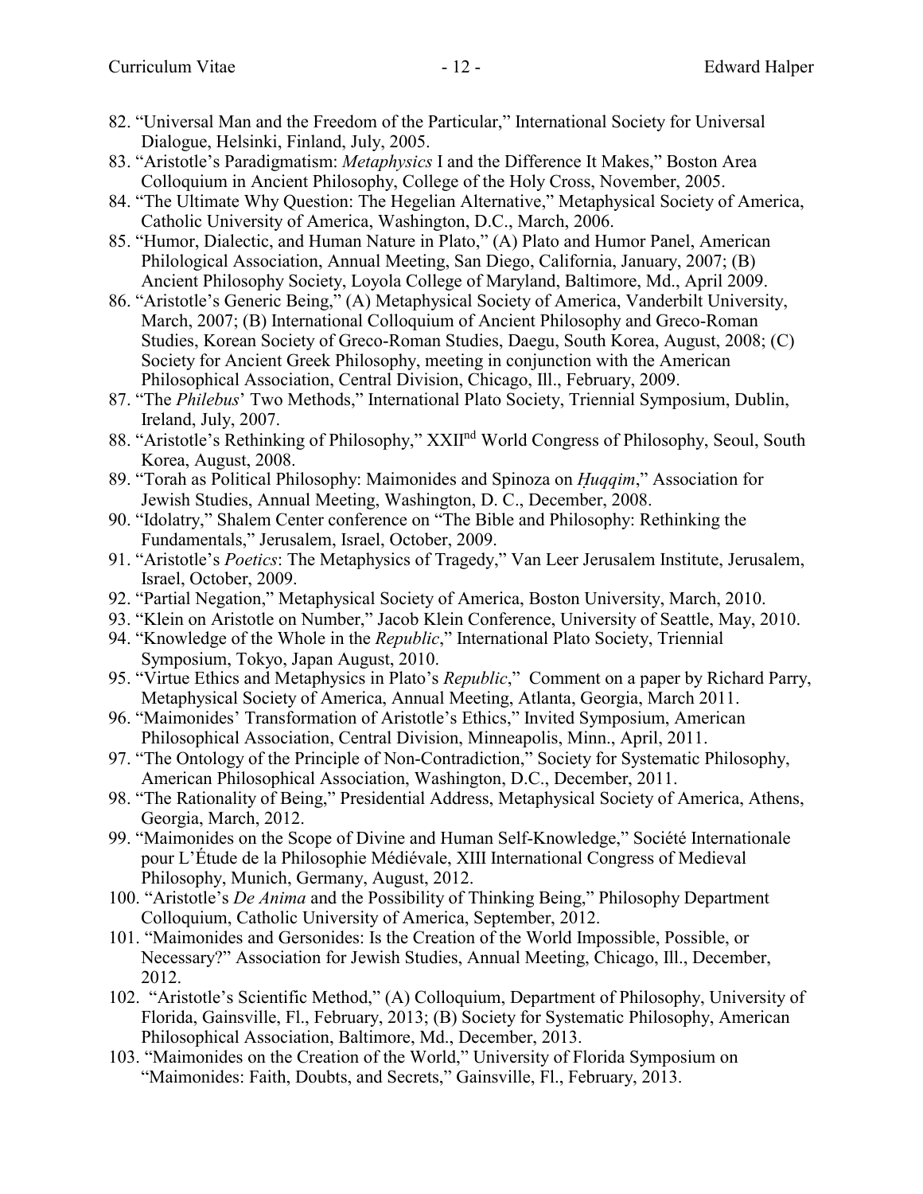82. "Universal Man and the Freedom of the Particular," International Society for Universal Dialogue, Helsinki, Finland, July, 2005.
83. "Aristotle's Paradigmatism: *Metaphysics* I and the Difference It Makes," Boston Area Colloquium in Ancient Philosophy, College of the Holy Cross, November, 2005.
84. "The Ultimate Why Question: The Hegelian Alternative," Metaphysical Society of America, Catholic University of America, Washington, D.C., March, 2006.
85. "Humor, Dialectic, and Human Nature in Plato," (A) Plato and Humor Panel, American Philological Association, Annual Meeting, San Diego, California, January, 2007; (B) Ancient Philosophy Society, Loyola College of Maryland, Baltimore, Md., April 2009.
86. "Aristotle's Generic Being," (A) Metaphysical Society of America, Vanderbilt University, March, 2007; (B) International Colloquium of Ancient Philosophy and Greco-Roman Studies, Korean Society of Greco-Roman Studies, Daegu, South Korea, August, 2008; (C) Society for Ancient Greek Philosophy, meeting in conjunction with the American Philosophical Association, Central Division, Chicago, Ill., February, 2009.
87. "The *Philebus*' Two Methods," International Plato Society, Triennial Symposium, Dublin, Ireland, July, 2007.
88. "Aristotle's Rethinking of Philosophy," XXII[nd] World Congress of Philosophy, Seoul, South Korea, August, 2008.
89. "Torah as Political Philosophy: Maimonides and Spinoza on *Ḥuqqim*," Association for Jewish Studies, Annual Meeting, Washington, D. C., December, 2008.
90. "Idolatry," Shalem Center conference on "The Bible and Philosophy: Rethinking the Fundamentals," Jerusalem, Israel, October, 2009.
91. "Aristotle's *Poetics*: The Metaphysics of Tragedy," Van Leer Jerusalem Institute, Jerusalem, Israel, October, 2009.
92. "Partial Negation," Metaphysical Society of America, Boston University, March, 2010.
93. "Klein on Aristotle on Number," Jacob Klein Conference, University of Seattle, May, 2010.
94. "Knowledge of the Whole in the *Republic*," International Plato Society, Triennial Symposium, Tokyo, Japan August, 2010.
95. "Virtue Ethics and Metaphysics in Plato's *Republic*," Comment on a paper by Richard Parry, Metaphysical Society of America, Annual Meeting, Atlanta, Georgia, March 2011.
96. "Maimonides' Transformation of Aristotle's Ethics," Invited Symposium, American Philosophical Association, Central Division, Minneapolis, Minn., April, 2011.
97. "The Ontology of the Principle of Non-Contradiction," Society for Systematic Philosophy, American Philosophical Association, Washington, D.C., December, 2011.
98. "The Rationality of Being," Presidential Address, Metaphysical Society of America, Athens, Georgia, March, 2012.
99. "Maimonides on the Scope of Divine and Human Self-Knowledge," Société Internationale pour L'Étude de la Philosophie Médiévale, XIII International Congress of Medieval Philosophy, Munich, Germany, August, 2012.
100. "Aristotle's *De Anima* and the Possibility of Thinking Being," Philosophy Department Colloquium, Catholic University of America, September, 2012.
101. "Maimonides and Gersonides: Is the Creation of the World Impossible, Possible, or Necessary?" Association for Jewish Studies, Annual Meeting, Chicago, Ill., December, 2012.
102. "Aristotle's Scientific Method," (A) Colloquium, Department of Philosophy, University of Florida, Gainsville, Fl., February, 2013; (B) Society for Systematic Philosophy, American Philosophical Association, Baltimore, Md., December, 2013.
103. "Maimonides on the Creation of the World," University of Florida Symposium on "Maimonides: Faith, Doubts, and Secrets," Gainsville, Fl., February, 2013.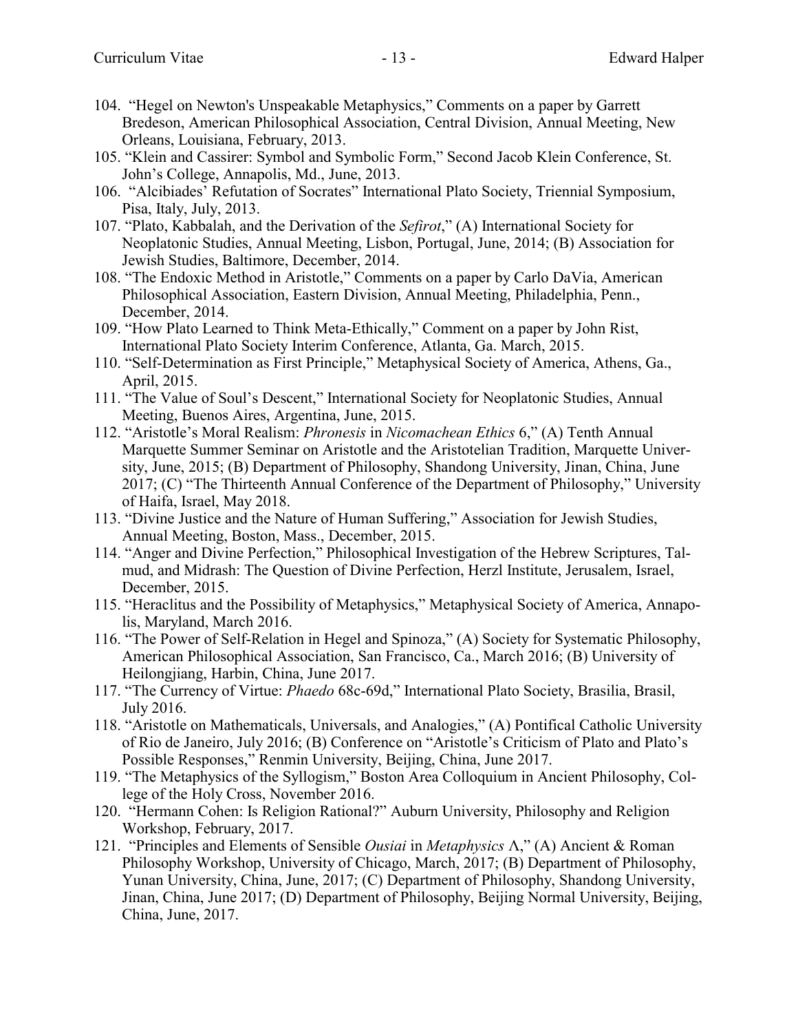104. "Hegel on Newton's Unspeakable Metaphysics," Comments on a paper by Garrett Bredeson, American Philosophical Association, Central Division, Annual Meeting, New Orleans, Louisiana, February, 2013.
105. "Klein and Cassirer: Symbol and Symbolic Form," Second Jacob Klein Conference, St. John's College, Annapolis, Md., June, 2013.
106. "Alcibiades' Refutation of Socrates" International Plato Society, Triennial Symposium, Pisa, Italy, July, 2013.
107. "Plato, Kabbalah, and the Derivation of the *Sefirot*," (A) International Society for Neoplatonic Studies, Annual Meeting, Lisbon, Portugal, June, 2014; (B) Association for Jewish Studies, Baltimore, December, 2014.
108. "The Endoxic Method in Aristotle," Comments on a paper by Carlo DaVia, American Philosophical Association, Eastern Division, Annual Meeting, Philadelphia, Penn., December, 2014.
109. "How Plato Learned to Think Meta-Ethically," Comment on a paper by John Rist, International Plato Society Interim Conference, Atlanta, Ga. March, 2015.
110. "Self-Determination as First Principle," Metaphysical Society of America, Athens, Ga., April, 2015.
111. "The Value of Soul's Descent," International Society for Neoplatonic Studies, Annual Meeting, Buenos Aires, Argentina, June, 2015.
112. "Aristotle's Moral Realism: *Phronesis* in *Nicomachean Ethics* 6," (A) Tenth Annual Marquette Summer Seminar on Aristotle and the Aristotelian Tradition, Marquette University, June, 2015; (B) Department of Philosophy, Shandong University, Jinan, China, June 2017; (C) "The Thirteenth Annual Conference of the Department of Philosophy," University of Haifa, Israel, May 2018.
113. "Divine Justice and the Nature of Human Suffering," Association for Jewish Studies, Annual Meeting, Boston, Mass., December, 2015.
114. "Anger and Divine Perfection," Philosophical Investigation of the Hebrew Scriptures, Talmud, and Midrash: The Question of Divine Perfection, Herzl Institute, Jerusalem, Israel, December, 2015.
115. "Heraclitus and the Possibility of Metaphysics," Metaphysical Society of America, Annapolis, Maryland, March 2016.
116. "The Power of Self-Relation in Hegel and Spinoza," (A) Society for Systematic Philosophy, American Philosophical Association, San Francisco, Ca., March 2016; (B) University of Heilongjiang, Harbin, China, June 2017.
117. "The Currency of Virtue: *Phaedo* 68c-69d," International Plato Society, Brasilia, Brasil, July 2016.
118. "Aristotle on Mathematicals, Universals, and Analogies," (A) Pontifical Catholic University of Rio de Janeiro, July 2016; (B) Conference on "Aristotle's Criticism of Plato and Plato's Possible Responses," Renmin University, Beijing, China, June 2017.
119. "The Metaphysics of the Syllogism," Boston Area Colloquium in Ancient Philosophy, College of the Holy Cross, November 2016.
120. "Hermann Cohen: Is Religion Rational?" Auburn University, Philosophy and Religion Workshop, February, 2017.
121. "Principles and Elements of Sensible *Ousiai* in *Metaphysics* Λ," (A) Ancient & Roman Philosophy Workshop, University of Chicago, March, 2017; (B) Department of Philosophy, Yunan University, China, June, 2017; (C) Department of Philosophy, Shandong University, Jinan, China, June 2017; (D) Department of Philosophy, Beijing Normal University, Beijing, China, June, 2017.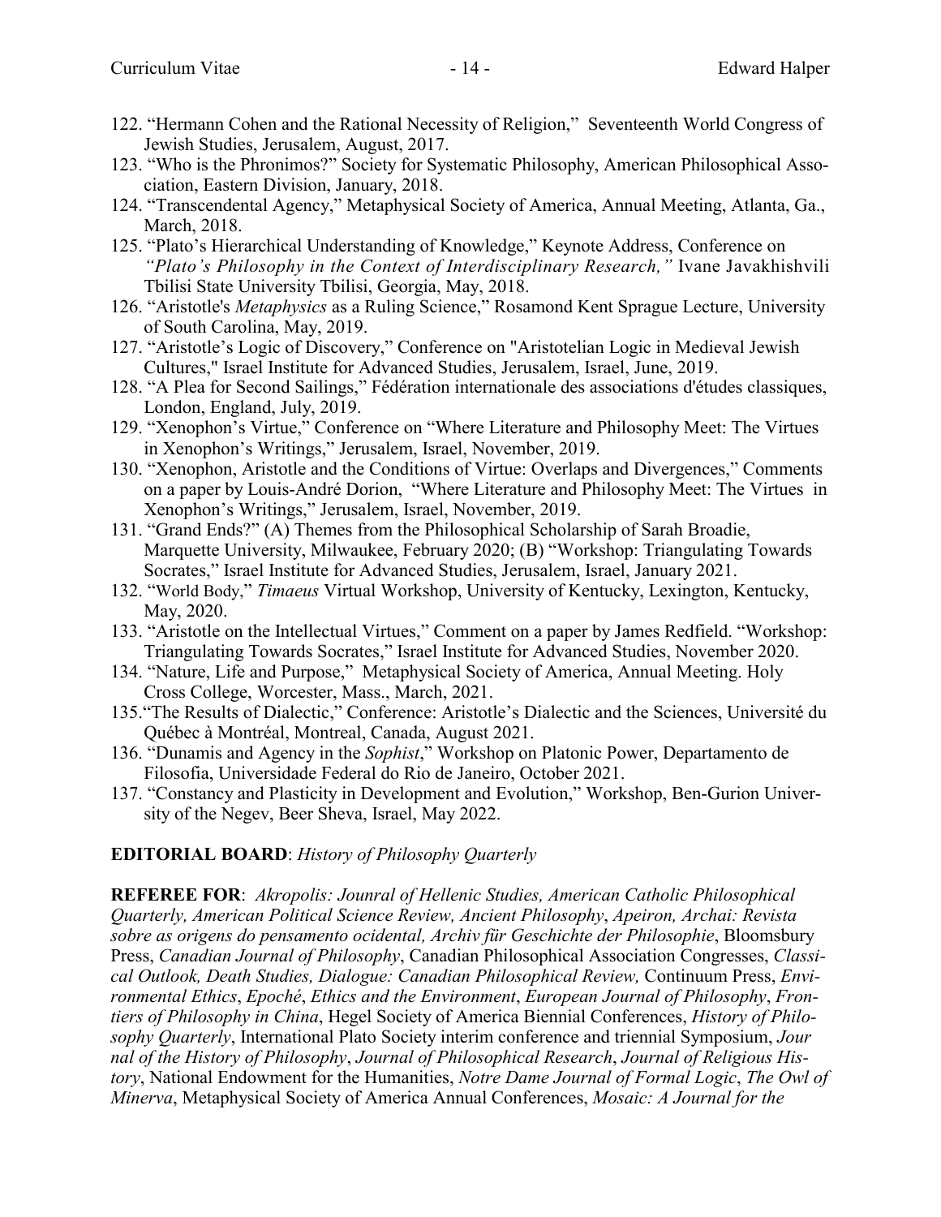122. "Hermann Cohen and the Rational Necessity of Religion," Seventeenth World Congress of Jewish Studies, Jerusalem, August, 2017.
123. "Who is the Phronimos?" Society for Systematic Philosophy, American Philosophical Association, Eastern Division, January, 2018.
124. "Transcendental Agency," Metaphysical Society of America, Annual Meeting, Atlanta, Ga., March, 2018.
125. "Plato's Hierarchical Understanding of Knowledge," Keynote Address, Conference on *"Plato's Philosophy in the Context of Interdisciplinary Research,"* Ivane Javakhishvili Tbilisi State University Tbilisi, Georgia, May, 2018.
126. "Aristotle's *Metaphysics* as a Ruling Science," Rosamond Kent Sprague Lecture, University of South Carolina, May, 2019.
127. "Aristotle's Logic of Discovery," Conference on "Aristotelian Logic in Medieval Jewish Cultures," Israel Institute for Advanced Studies, Jerusalem, Israel, June, 2019.
128. "A Plea for Second Sailings," Fédération internationale des associations d'études classiques, London, England, July, 2019.
129. "Xenophon's Virtue," Conference on "Where Literature and Philosophy Meet: The Virtues in Xenophon's Writings," Jerusalem, Israel, November, 2019.
130. "Xenophon, Aristotle and the Conditions of Virtue: Overlaps and Divergences," Comments on a paper by Louis-André Dorion, "Where Literature and Philosophy Meet: The Virtues in Xenophon's Writings," Jerusalem, Israel, November, 2019.
131. "Grand Ends?" (A) Themes from the Philosophical Scholarship of Sarah Broadie, Marquette University, Milwaukee, February 2020; (B) "Workshop: Triangulating Towards Socrates," Israel Institute for Advanced Studies, Jerusalem, Israel, January 2021.
132. "World Body," *Timaeus* Virtual Workshop, University of Kentucky, Lexington, Kentucky, May, 2020.
133. "Aristotle on the Intellectual Virtues," Comment on a paper by James Redfield. "Workshop: Triangulating Towards Socrates," Israel Institute for Advanced Studies, November 2020.
134. "Nature, Life and Purpose," Metaphysical Society of America, Annual Meeting. Holy Cross College, Worcester, Mass., March, 2021.
135. "The Results of Dialectic," Conference: Aristotle's Dialectic and the Sciences, Université du Québec à Montréal, Montreal, Canada, August 2021.
136. "Dunamis and Agency in the *Sophist*," Workshop on Platonic Power, Departamento de Filosofia, Universidade Federal do Rio de Janeiro, October 2021.
137. "Constancy and Plasticity in Development and Evolution," Workshop, Ben-Gurion University of the Negev, Beer Sheva, Israel, May 2022.

**EDITORIAL BOARD**: *History of Philosophy Quarterly*

**REFEREE FOR**: *Akropolis: Jounral of Hellenic Studies, American Catholic Philosophical Quarterly, American Political Science Review, Ancient Philosophy*, *Apeiron, Archai: Revista sobre as origens do pensamento ocidental, Archiv für Geschichte der Philosophie*, Bloomsbury Press, *Canadian Journal of Philosophy*, Canadian Philosophical Association Congresses, *Classical Outlook, Death Studies, Dialogue: Canadian Philosophical Review,* Continuum Press, *Environmental Ethics*, *Epoché*, *Ethics and the Environment*, *European Journal of Philosophy*, *Frontiers of Philosophy in China*, Hegel Society of America Biennial Conferences, *History of Philosophy Quarterly*, International Plato Society interim conference and triennial Symposium, *Journal of the History of Philosophy*, *Journal of Philosophical Research*, *Journal of Religious History*, National Endowment for the Humanities, *Notre Dame Journal of Formal Logic*, *The Owl of Minerva*, Metaphysical Society of America Annual Conferences, *Mosaic: A Journal for the*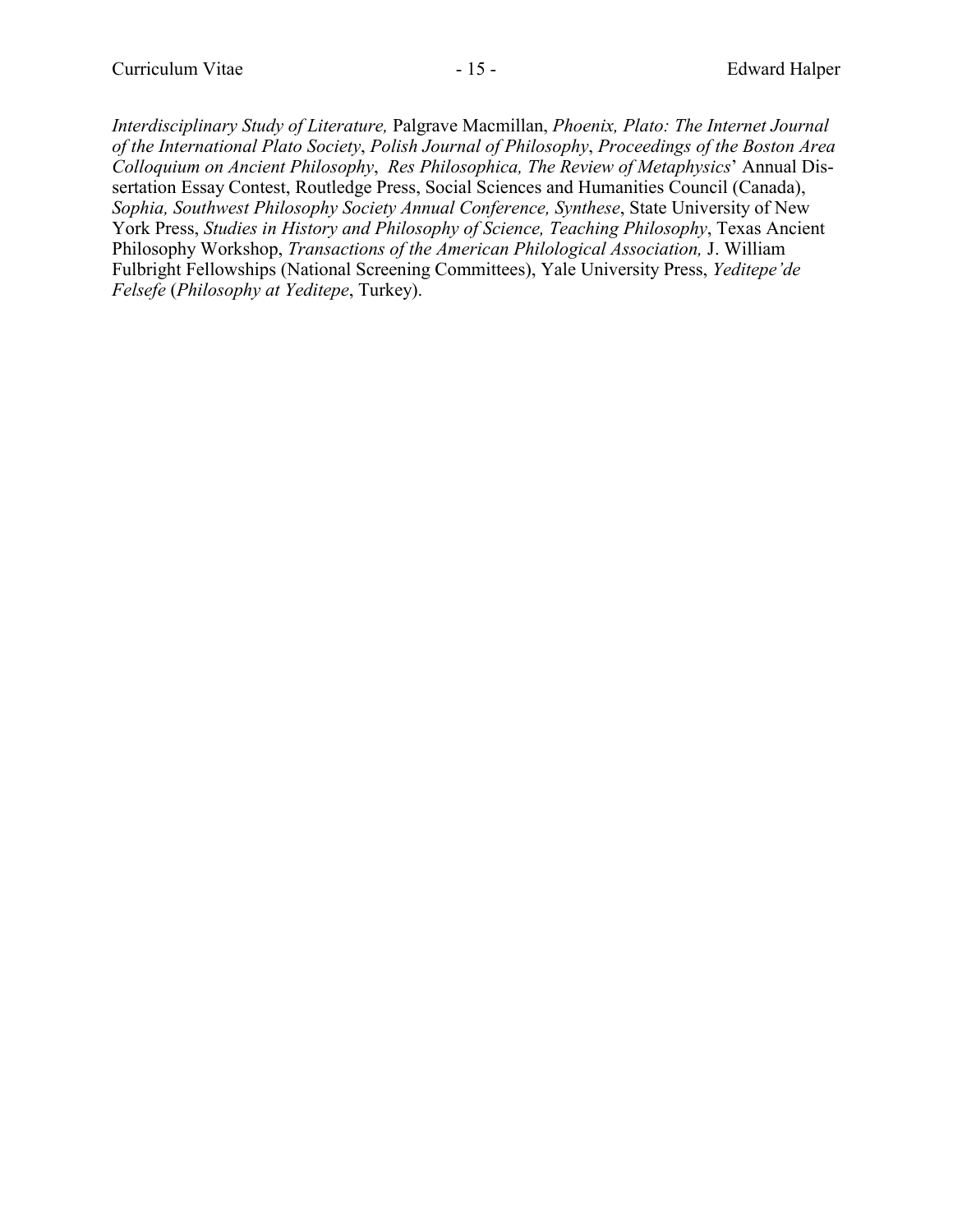*Interdisciplinary Study of Literature,* Palgrave Macmillan, *Phoenix, Plato: The Internet Journal of the International Plato Society*, *Polish Journal of Philosophy*, *Proceedings of the Boston Area Colloquium on Ancient Philosophy*, *Res Philosophica, The Review of Metaphysics*' Annual Dissertation Essay Contest, Routledge Press, Social Sciences and Humanities Council (Canada), *Sophia, Southwest Philosophy Society Annual Conference, Synthese*, State University of New York Press, *Studies in History and Philosophy of Science, Teaching Philosophy*, Texas Ancient Philosophy Workshop, *Transactions of the American Philological Association,* J. William Fulbright Fellowships (National Screening Committees), Yale University Press, *Yeditepe'de Felsefe* (*Philosophy at Yeditepe*, Turkey).